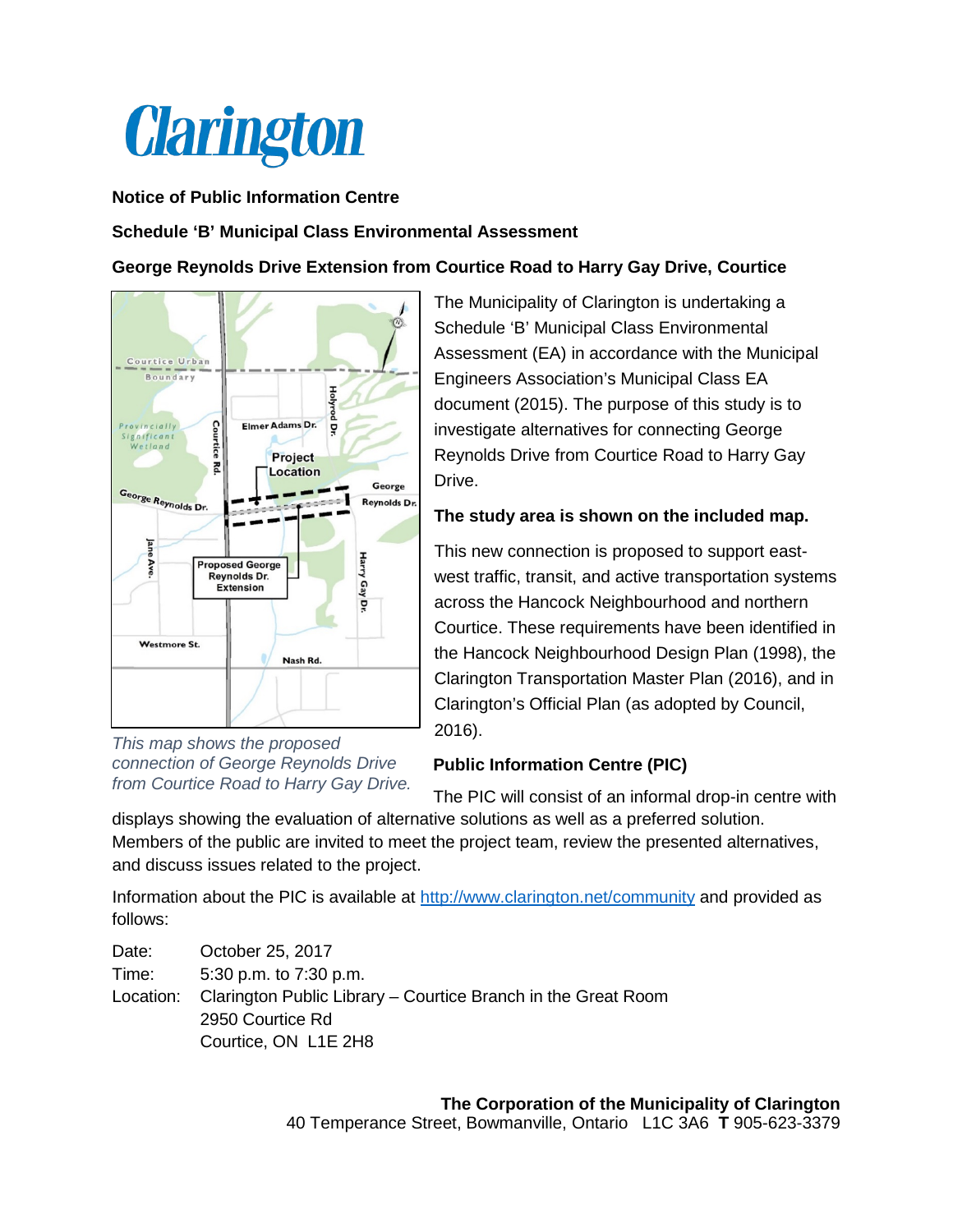# Clarington

**Notice of Public Information Centre**

**Schedule 'B' Municipal Class Environmental Assessment**

**George Reynolds Drive Extension from Courtice Road to Harry Gay Drive, Courtice**

Courtice Urban Boundary
Provincially Significant Wetland
Courtice Rd.
Elmer Adams Dr.
Holyrod Dr.
Project Location
George Reynolds Dr.
George Reynolds Dr.
Jane Ave.
Proposed George Reynolds Dr. Extension
Harry Gay Dr.
Westmore St.
Nash Rd.

*This map shows the proposed connection of George Reynolds Drive from Courtice Road to Harry Gay Drive.*

The Municipality of Clarington is undertaking a Schedule 'B' Municipal Class Environmental Assessment (EA) in accordance with the Municipal Engineers Association's Municipal Class EA document (2015). The purpose of this study is to investigate alternatives for connecting George Reynolds Drive from Courtice Road to Harry Gay Drive.

**The study area is shown on the included map.**

This new connection is proposed to support east-west traffic, transit, and active transportation systems across the Hancock Neighbourhood and northern Courtice. These requirements have been identified in the Hancock Neighbourhood Design Plan (1998), the Clarington Transportation Master Plan (2016), and in Clarington's Official Plan (as adopted by Council, 2016).

**Public Information Centre (PIC)**

The PIC will consist of an informal drop-in centre with displays showing the evaluation of alternative solutions as well as a preferred solution. Members of the public are invited to meet the project team, review the presented alternatives, and discuss issues related to the project.

Information about the PIC is available at http://www.clarington.net/community and provided as follows:

Date: October 25, 2017
Time: 5:30 p.m. to 7:30 p.m.
Location: Clarington Public Library – Courtice Branch in the Great Room
2950 Courtice Rd
Courtice, ON L1E 2H8

**The Corporation of the Municipality of Clarington**
40 Temperance Street, Bowmanville, Ontario L1C 3A6 **T** 905-623-3379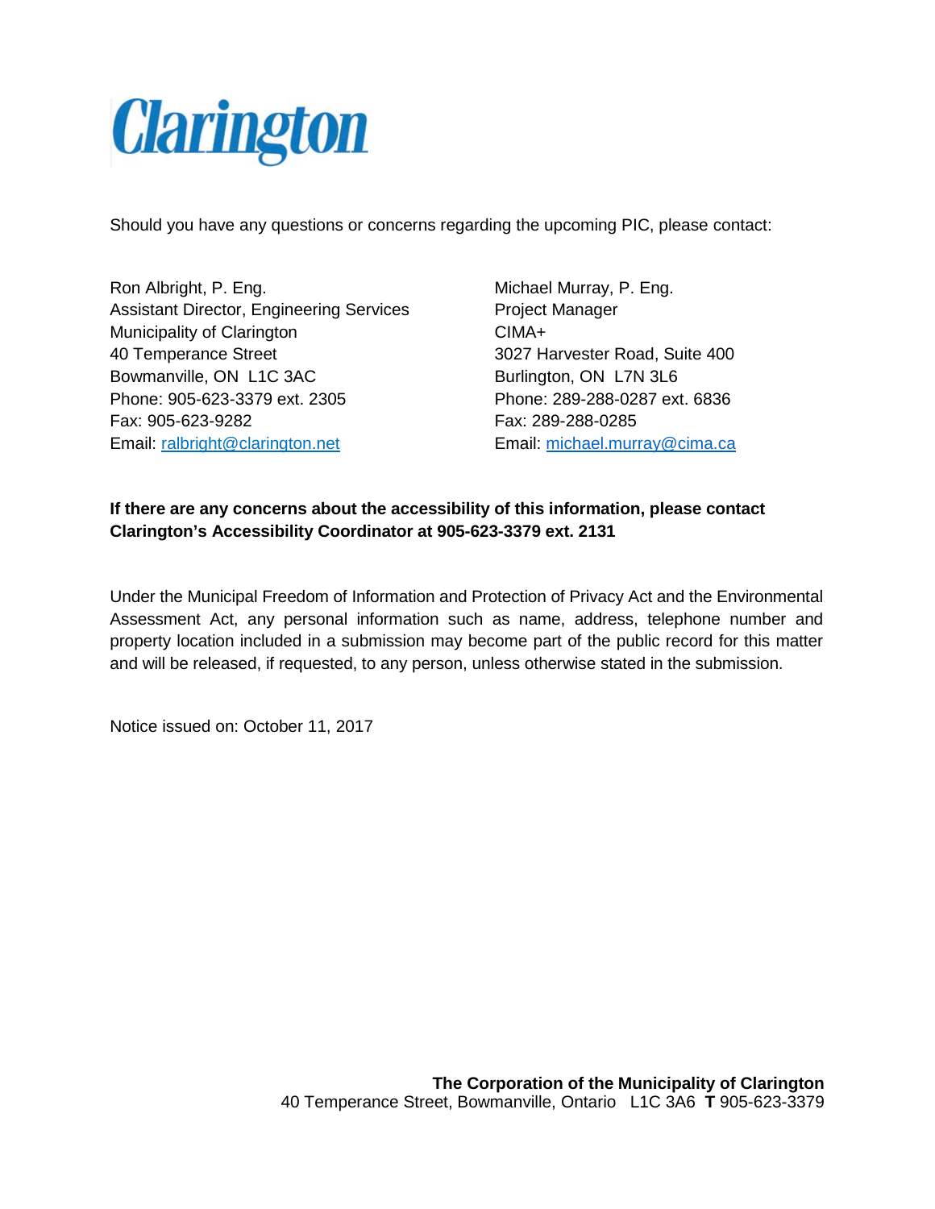Clarington

Should you have any questions or concerns regarding the upcoming PIC, please contact:

Ron Albright, P. Eng.
Assistant Director, Engineering Services
Municipality of Clarington
40 Temperance Street
Bowmanville, ON L1C 3AC
Phone: 905-623-3379 ext. 2305
Fax: 905-623-9282
Email: ralbright@clarington.net

Michael Murray, P. Eng.
Project Manager
CIMA+
3027 Harvester Road, Suite 400
Burlington, ON L7N 3L6
Phone: 289-288-0287 ext. 6836
Fax: 289-288-0285
Email: michael.murray@cima.ca

**If there are any concerns about the accessibility of this information, please contact Clarington's Accessibility Coordinator at 905-623-3379 ext. 2131**

Under the Municipal Freedom of Information and Protection of Privacy Act and the Environmental Assessment Act, any personal information such as name, address, telephone number and property location included in a submission may become part of the public record for this matter and will be released, if requested, to any person, unless otherwise stated in the submission.

Notice issued on: October 11, 2017

**The Corporation of the Municipality of Clarington**
40 Temperance Street, Bowmanville, Ontario L1C 3A6 **T** 905-623-3379